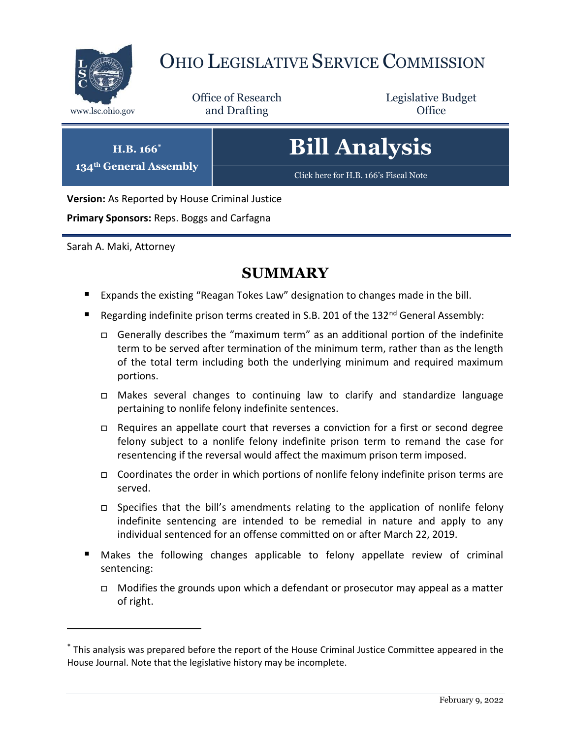# Ohio Legislative Service Commission

www.lsc.ohio.gov

Office of Research and Drafting

Legislative Budget Office

**H.B. 166***
**134th General Assembly**

# Bill Analysis

Click here for H.B. 166's Fiscal Note

**Version:** As Reported by House Criminal Justice

**Primary Sponsors:** Reps. Boggs and Carfagna

Sarah A. Maki, Attorney

## SUMMARY

- Expands the existing "Reagan Tokes Law" designation to changes made in the bill.
- Regarding indefinite prison terms created in S.B. 201 of the 132nd General Assembly:
  - Generally describes the "maximum term" as an additional portion of the indefinite term to be served after termination of the minimum term, rather than as the length of the total term including both the underlying minimum and required maximum portions.
  - Makes several changes to continuing law to clarify and standardize language pertaining to nonlife felony indefinite sentences.
  - Requires an appellate court that reverses a conviction for a first or second degree felony subject to a nonlife felony indefinite prison term to remand the case for resentencing if the reversal would affect the maximum prison term imposed.
  - Coordinates the order in which portions of nonlife felony indefinite prison terms are served.
  - Specifies that the bill's amendments relating to the application of nonlife felony indefinite sentencing are intended to be remedial in nature and apply to any individual sentenced for an offense committed on or after March 22, 2019.
- Makes the following changes applicable to felony appellate review of criminal sentencing:
  - Modifies the grounds upon which a defendant or prosecutor may appeal as a matter of right.

\* This analysis was prepared before the report of the House Criminal Justice Committee appeared in the House Journal. Note that the legislative history may be incomplete.

February 9, 2022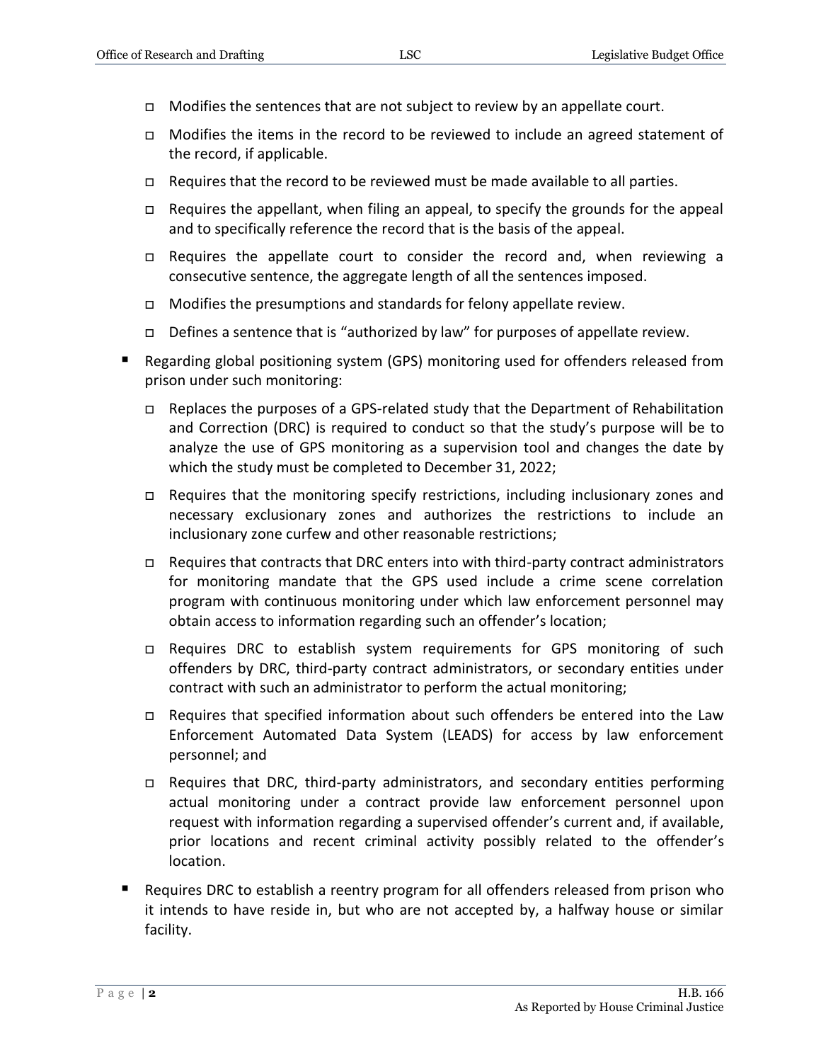- Modifies the sentences that are not subject to review by an appellate court.
  - Modifies the items in the record to be reviewed to include an agreed statement of the record, if applicable.
  - Requires that the record to be reviewed must be made available to all parties.
  - Requires the appellant, when filing an appeal, to specify the grounds for the appeal and to specifically reference the record that is the basis of the appeal.
  - Requires the appellate court to consider the record and, when reviewing a consecutive sentence, the aggregate length of all the sentences imposed.
  - Modifies the presumptions and standards for felony appellate review.
  - Defines a sentence that is "authorized by law" for purposes of appellate review.

- Regarding global positioning system (GPS) monitoring used for offenders released from prison under such monitoring:
  - Replaces the purposes of a GPS-related study that the Department of Rehabilitation and Correction (DRC) is required to conduct so that the study's purpose will be to analyze the use of GPS monitoring as a supervision tool and changes the date by which the study must be completed to December 31, 2022;
  - Requires that the monitoring specify restrictions, including inclusionary zones and necessary exclusionary zones and authorizes the restrictions to include an inclusionary zone curfew and other reasonable restrictions;
  - Requires that contracts that DRC enters into with third-party contract administrators for monitoring mandate that the GPS used include a crime scene correlation program with continuous monitoring under which law enforcement personnel may obtain access to information regarding such an offender's location;
  - Requires DRC to establish system requirements for GPS monitoring of such offenders by DRC, third-party contract administrators, or secondary entities under contract with such an administrator to perform the actual monitoring;
  - Requires that specified information about such offenders be entered into the Law Enforcement Automated Data System (LEADS) for access by law enforcement personnel; and
  - Requires that DRC, third-party administrators, and secondary entities performing actual monitoring under a contract provide law enforcement personnel upon request with information regarding a supervised offender's current and, if available, prior locations and recent criminal activity possibly related to the offender's location.

- Requires DRC to establish a reentry program for all offenders released from prison who it intends to have reside in, but who are not accepted by, a halfway house or similar facility.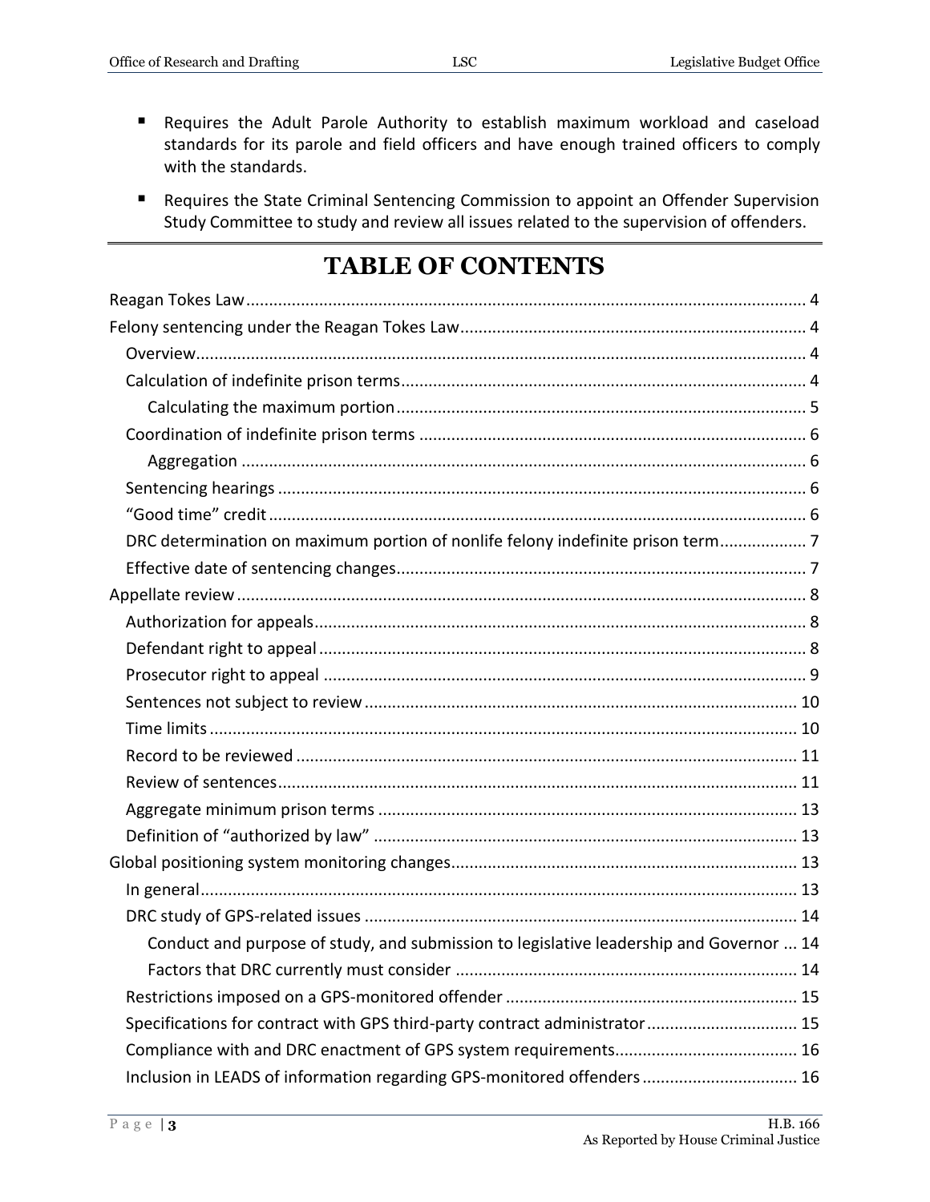- Requires the Adult Parole Authority to establish maximum workload and caseload standards for its parole and field officers and have enough trained officers to comply with the standards.
- Requires the State Criminal Sentencing Commission to appoint an Offender Supervision Study Committee to study and review all issues related to the supervision of offenders.

# TABLE OF CONTENTS

Reagan Tokes Law ... 4

Felony sentencing under the Reagan Tokes Law ... 4

- Overview ... 4
- Calculation of indefinite prison terms ... 4
  - Calculating the maximum portion ... 5
- Coordination of indefinite prison terms ... 6
  - Aggregation ... 6
- Sentencing hearings ... 6
- "Good time" credit ... 6
- DRC determination on maximum portion of nonlife felony indefinite prison term ... 7
- Effective date of sentencing changes ... 7

Appellate review ... 8

- Authorization for appeals ... 8
- Defendant right to appeal ... 8
- Prosecutor right to appeal ... 9
- Sentences not subject to review ... 10
- Time limits ... 10
- Record to be reviewed ... 11
- Review of sentences ... 11
- Aggregate minimum prison terms ... 13
- Definition of "authorized by law" ... 13

Global positioning system monitoring changes ... 13

- In general ... 13
- DRC study of GPS-related issues ... 14
  - Conduct and purpose of study, and submission to legislative leadership and Governor ... 14
  - Factors that DRC currently must consider ... 14
- Restrictions imposed on a GPS-monitored offender ... 15
- Specifications for contract with GPS third-party contract administrator ... 15
- Compliance with and DRC enactment of GPS system requirements ... 16
- Inclusion in LEADS of information regarding GPS-monitored offenders ... 16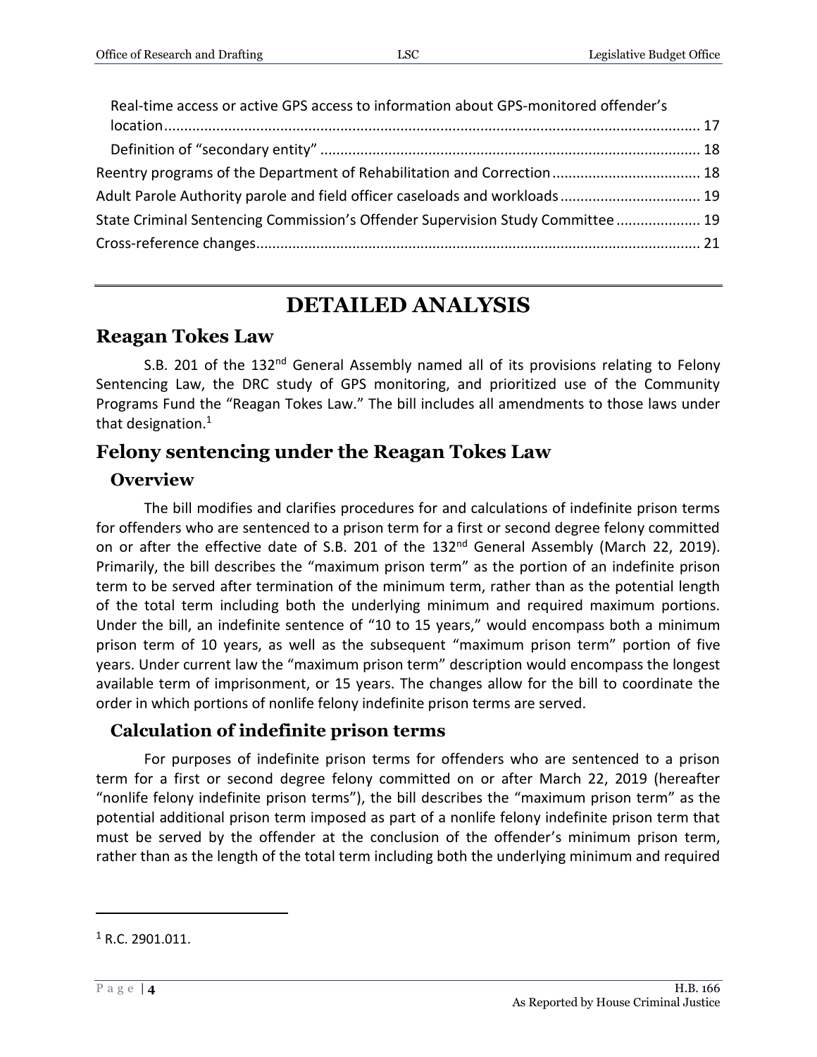Real-time access or active GPS access to information about GPS-monitored offender's location ..................................................................................................................................... 17

Definition of "secondary entity" .............................................................................................. 18

Reentry programs of the Department of Rehabilitation and Correction .................................... 18

Adult Parole Authority parole and field officer caseloads and workloads .................................. 19

State Criminal Sentencing Commission's Offender Supervision Study Committee ..................... 19

Cross-reference changes............................................................................................................. 21

# DETAILED ANALYSIS

## Reagan Tokes Law

S.B. 201 of the 132nd General Assembly named all of its provisions relating to Felony Sentencing Law, the DRC study of GPS monitoring, and prioritized use of the Community Programs Fund the "Reagan Tokes Law." The bill includes all amendments to those laws under that designation.[1]

## Felony sentencing under the Reagan Tokes Law

### Overview

The bill modifies and clarifies procedures for and calculations of indefinite prison terms for offenders who are sentenced to a prison term for a first or second degree felony committed on or after the effective date of S.B. 201 of the 132nd General Assembly (March 22, 2019). Primarily, the bill describes the "maximum prison term" as the portion of an indefinite prison term to be served after termination of the minimum term, rather than as the potential length of the total term including both the underlying minimum and required maximum portions. Under the bill, an indefinite sentence of "10 to 15 years," would encompass both a minimum prison term of 10 years, as well as the subsequent "maximum prison term" portion of five years. Under current law the "maximum prison term" description would encompass the longest available term of imprisonment, or 15 years. The changes allow for the bill to coordinate the order in which portions of nonlife felony indefinite prison terms are served.

### Calculation of indefinite prison terms

For purposes of indefinite prison terms for offenders who are sentenced to a prison term for a first or second degree felony committed on or after March 22, 2019 (hereafter "nonlife felony indefinite prison terms"), the bill describes the "maximum prison term" as the potential additional prison term imposed as part of a nonlife felony indefinite prison term that must be served by the offender at the conclusion of the offender's minimum prison term, rather than as the length of the total term including both the underlying minimum and required

---

[1] R.C. 2901.011.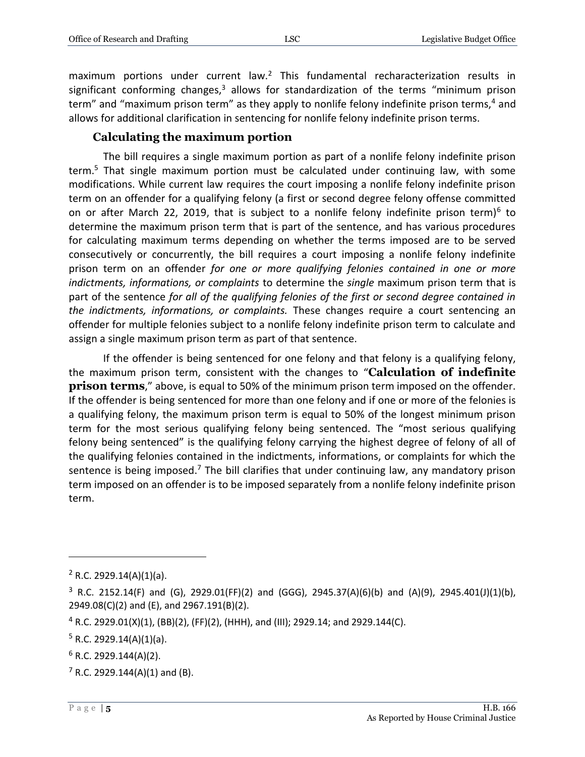maximum portions under current law.[2] This fundamental recharacterization results in significant conforming changes,[3] allows for standardization of the terms "minimum prison term" and "maximum prison term" as they apply to nonlife felony indefinite prison terms,[4] and allows for additional clarification in sentencing for nonlife felony indefinite prison terms.

### Calculating the maximum portion

The bill requires a single maximum portion as part of a nonlife felony indefinite prison term.[5] That single maximum portion must be calculated under continuing law, with some modifications. While current law requires the court imposing a nonlife felony indefinite prison term on an offender for a qualifying felony (a first or second degree felony offense committed on or after March 22, 2019, that is subject to a nonlife felony indefinite prison term)[6] to determine the maximum prison term that is part of the sentence, and has various procedures for calculating maximum terms depending on whether the terms imposed are to be served consecutively or concurrently, the bill requires a court imposing a nonlife felony indefinite prison term on an offender *for one or more qualifying felonies contained in one or more indictments, informations, or complaints* to determine the *single* maximum prison term that is part of the sentence *for all of the qualifying felonies of the first or second degree contained in the indictments, informations, or complaints.* These changes require a court sentencing an offender for multiple felonies subject to a nonlife felony indefinite prison term to calculate and assign a single maximum prison term as part of that sentence.

If the offender is being sentenced for one felony and that felony is a qualifying felony, the maximum prison term, consistent with the changes to "**Calculation of indefinite prison terms**," above, is equal to 50% of the minimum prison term imposed on the offender. If the offender is being sentenced for more than one felony and if one or more of the felonies is a qualifying felony, the maximum prison term is equal to 50% of the longest minimum prison term for the most serious qualifying felony being sentenced. The "most serious qualifying felony being sentenced" is the qualifying felony carrying the highest degree of felony of all of the qualifying felonies contained in the indictments, informations, or complaints for which the sentence is being imposed.[7] The bill clarifies that under continuing law, any mandatory prison term imposed on an offender is to be imposed separately from a nonlife felony indefinite prison term.

---

[2] R.C. 2929.14(A)(1)(a).

[3] R.C. 2152.14(F) and (G), 2929.01(FF)(2) and (GGG), 2945.37(A)(6)(b) and (A)(9), 2945.401(J)(1)(b), 2949.08(C)(2) and (E), and 2967.191(B)(2).

[4] R.C. 2929.01(X)(1), (BB)(2), (FF)(2), (HHH), and (III); 2929.14; and 2929.144(C).

[5] R.C. 2929.14(A)(1)(a).

[6] R.C. 2929.144(A)(2).

[7] R.C. 2929.144(A)(1) and (B).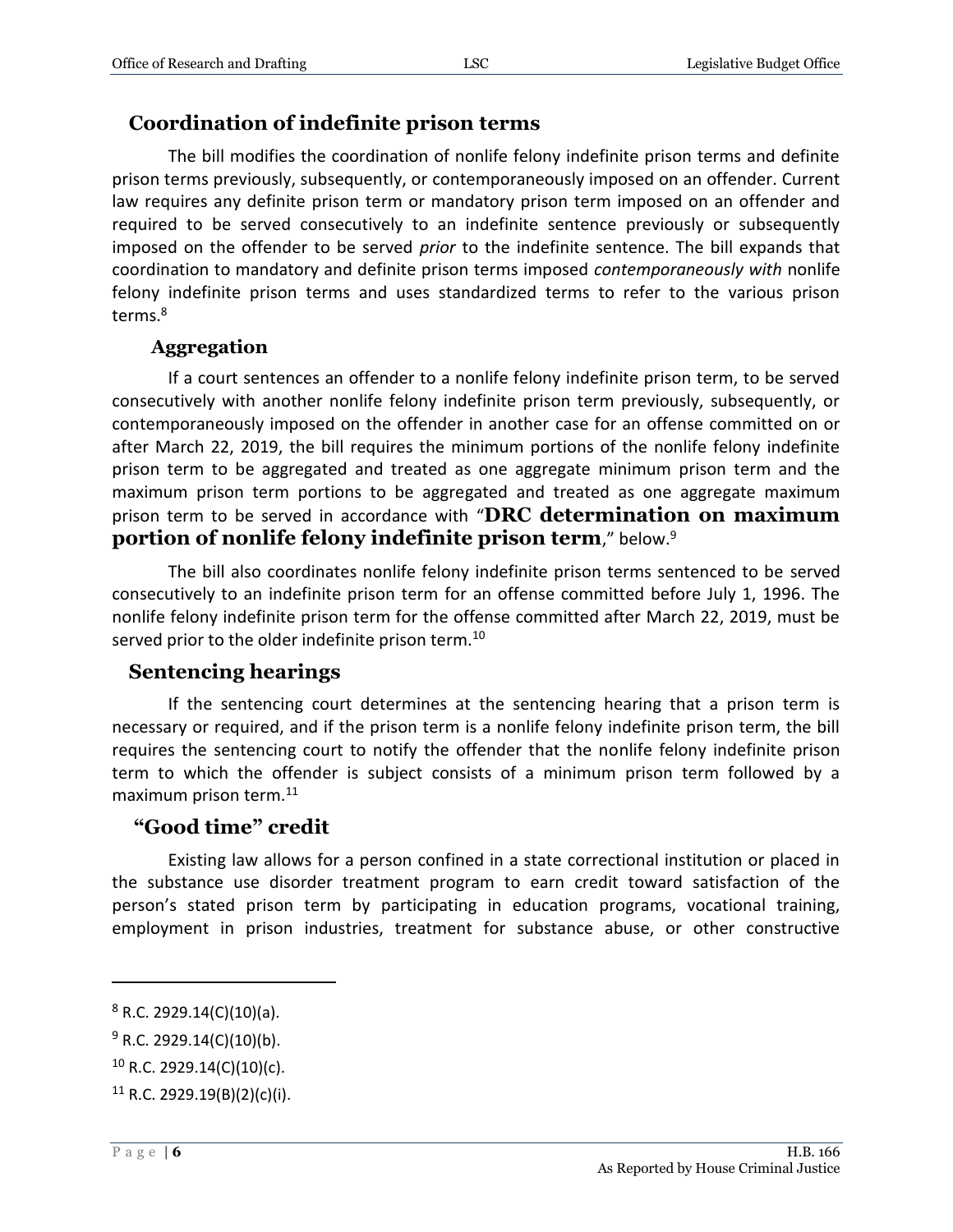## Coordination of indefinite prison terms

The bill modifies the coordination of nonlife felony indefinite prison terms and definite prison terms previously, subsequently, or contemporaneously imposed on an offender. Current law requires any definite prison term or mandatory prison term imposed on an offender and required to be served consecutively to an indefinite sentence previously or subsequently imposed on the offender to be served *prior* to the indefinite sentence. The bill expands that coordination to mandatory and definite prison terms imposed *contemporaneously with* nonlife felony indefinite prison terms and uses standardized terms to refer to the various prison terms.[8]

### Aggregation

If a court sentences an offender to a nonlife felony indefinite prison term, to be served consecutively with another nonlife felony indefinite prison term previously, subsequently, or contemporaneously imposed on the offender in another case for an offense committed on or after March 22, 2019, the bill requires the minimum portions of the nonlife felony indefinite prison term to be aggregated and treated as one aggregate minimum prison term and the maximum prison term portions to be aggregated and treated as one aggregate maximum prison term to be served in accordance with "**DRC determination on maximum portion of nonlife felony indefinite prison term**," below.[9]

The bill also coordinates nonlife felony indefinite prison terms sentenced to be served consecutively to an indefinite prison term for an offense committed before July 1, 1996. The nonlife felony indefinite prison term for the offense committed after March 22, 2019, must be served prior to the older indefinite prison term.[10]

## Sentencing hearings

If the sentencing court determines at the sentencing hearing that a prison term is necessary or required, and if the prison term is a nonlife felony indefinite prison term, the bill requires the sentencing court to notify the offender that the nonlife felony indefinite prison term to which the offender is subject consists of a minimum prison term followed by a maximum prison term.[11]

## "Good time" credit

Existing law allows for a person confined in a state correctional institution or placed in the substance use disorder treatment program to earn credit toward satisfaction of the person's stated prison term by participating in education programs, vocational training, employment in prison industries, treatment for substance abuse, or other constructive

---

[8] R.C. 2929.14(C)(10)(a).

[9] R.C. 2929.14(C)(10)(b).

[10] R.C. 2929.14(C)(10)(c).

[11] R.C. 2929.19(B)(2)(c)(i).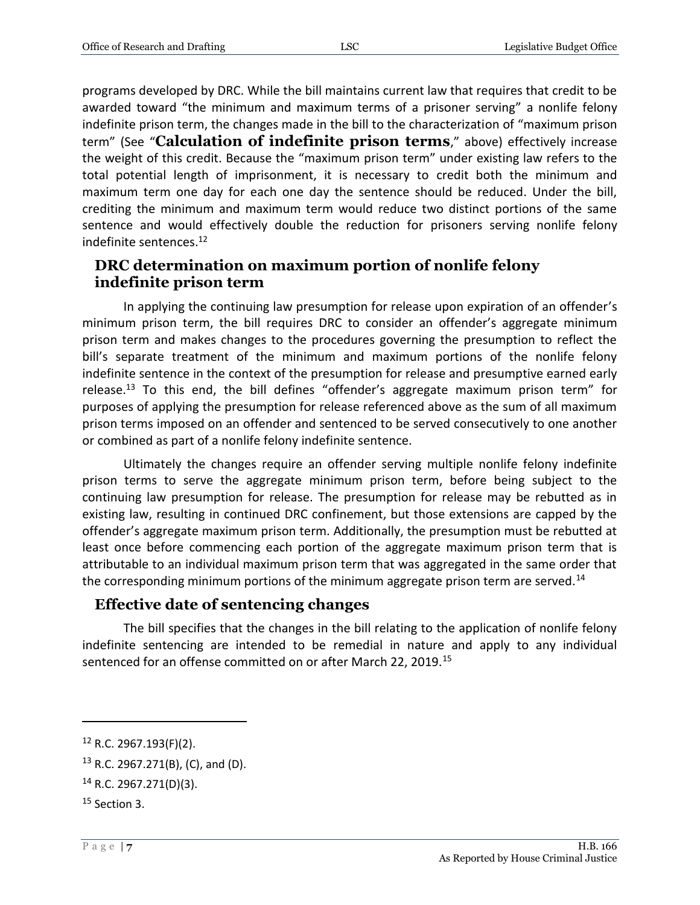programs developed by DRC. While the bill maintains current law that requires that credit to be awarded toward "the minimum and maximum terms of a prisoner serving" a nonlife felony indefinite prison term, the changes made in the bill to the characterization of "maximum prison term" (See "**Calculation of indefinite prison terms**," above) effectively increase the weight of this credit. Because the "maximum prison term" under existing law refers to the total potential length of imprisonment, it is necessary to credit both the minimum and maximum term one day for each one day the sentence should be reduced. Under the bill, crediting the minimum and maximum term would reduce two distinct portions of the same sentence and would effectively double the reduction for prisoners serving nonlife felony indefinite sentences.[12]

## DRC determination on maximum portion of nonlife felony indefinite prison term

In applying the continuing law presumption for release upon expiration of an offender's minimum prison term, the bill requires DRC to consider an offender's aggregate minimum prison term and makes changes to the procedures governing the presumption to reflect the bill's separate treatment of the minimum and maximum portions of the nonlife felony indefinite sentence in the context of the presumption for release and presumptive earned early release.[13] To this end, the bill defines "offender's aggregate maximum prison term" for purposes of applying the presumption for release referenced above as the sum of all maximum prison terms imposed on an offender and sentenced to be served consecutively to one another or combined as part of a nonlife felony indefinite sentence.

Ultimately the changes require an offender serving multiple nonlife felony indefinite prison terms to serve the aggregate minimum prison term, before being subject to the continuing law presumption for release. The presumption for release may be rebutted as in existing law, resulting in continued DRC confinement, but those extensions are capped by the offender's aggregate maximum prison term. Additionally, the presumption must be rebutted at least once before commencing each portion of the aggregate maximum prison term that is attributable to an individual maximum prison term that was aggregated in the same order that the corresponding minimum portions of the minimum aggregate prison term are served.[14]

## Effective date of sentencing changes

The bill specifies that the changes in the bill relating to the application of nonlife felony indefinite sentencing are intended to be remedial in nature and apply to any individual sentenced for an offense committed on or after March 22, 2019.[15]

---

[12] R.C. 2967.193(F)(2).

[13] R.C. 2967.271(B), (C), and (D).

[14] R.C. 2967.271(D)(3).

[15] Section 3.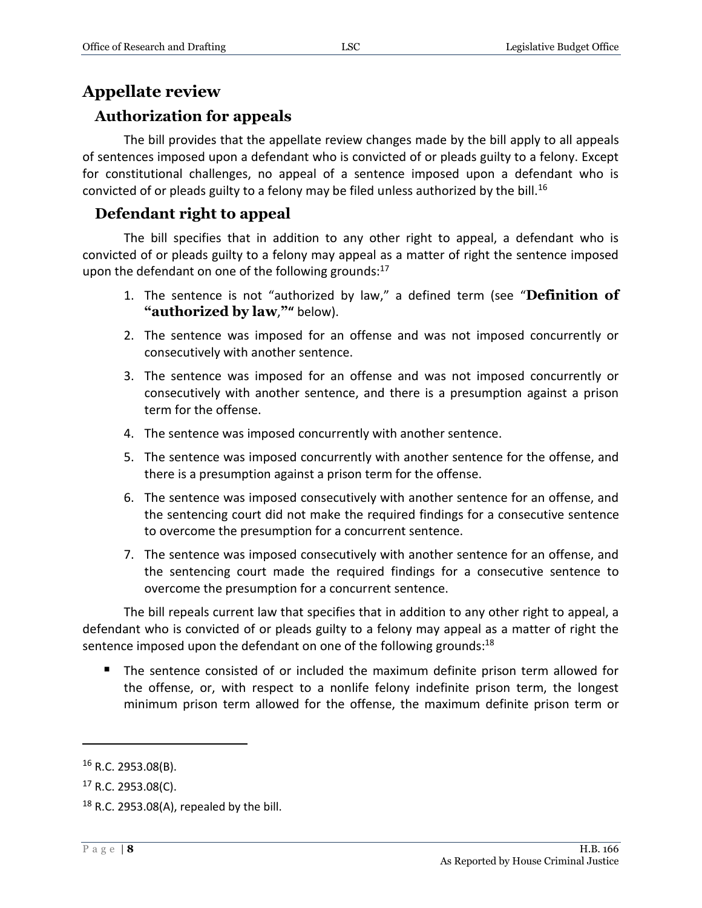## Appellate review

### Authorization for appeals

The bill provides that the appellate review changes made by the bill apply to all appeals of sentences imposed upon a defendant who is convicted of or pleads guilty to a felony. Except for constitutional challenges, no appeal of a sentence imposed upon a defendant who is convicted of or pleads guilty to a felony may be filed unless authorized by the bill.[16]

### Defendant right to appeal

The bill specifies that in addition to any other right to appeal, a defendant who is convicted of or pleads guilty to a felony may appeal as a matter of right the sentence imposed upon the defendant on one of the following grounds:[17]

1. The sentence is not "authorized by law," a defined term (see "**Definition of "authorized by law**,"" below).
2. The sentence was imposed for an offense and was not imposed concurrently or consecutively with another sentence.
3. The sentence was imposed for an offense and was not imposed concurrently or consecutively with another sentence, and there is a presumption against a prison term for the offense.
4. The sentence was imposed concurrently with another sentence.
5. The sentence was imposed concurrently with another sentence for the offense, and there is a presumption against a prison term for the offense.
6. The sentence was imposed consecutively with another sentence for an offense, and the sentencing court did not make the required findings for a consecutive sentence to overcome the presumption for a concurrent sentence.
7. The sentence was imposed consecutively with another sentence for an offense, and the sentencing court made the required findings for a consecutive sentence to overcome the presumption for a concurrent sentence.

The bill repeals current law that specifies that in addition to any other right to appeal, a defendant who is convicted of or pleads guilty to a felony may appeal as a matter of right the sentence imposed upon the defendant on one of the following grounds:[18]

- The sentence consisted of or included the maximum definite prison term allowed for the offense, or, with respect to a nonlife felony indefinite prison term, the longest minimum prison term allowed for the offense, the maximum definite prison term or

---

[16] R.C. 2953.08(B).

[17] R.C. 2953.08(C).

[18] R.C. 2953.08(A), repealed by the bill.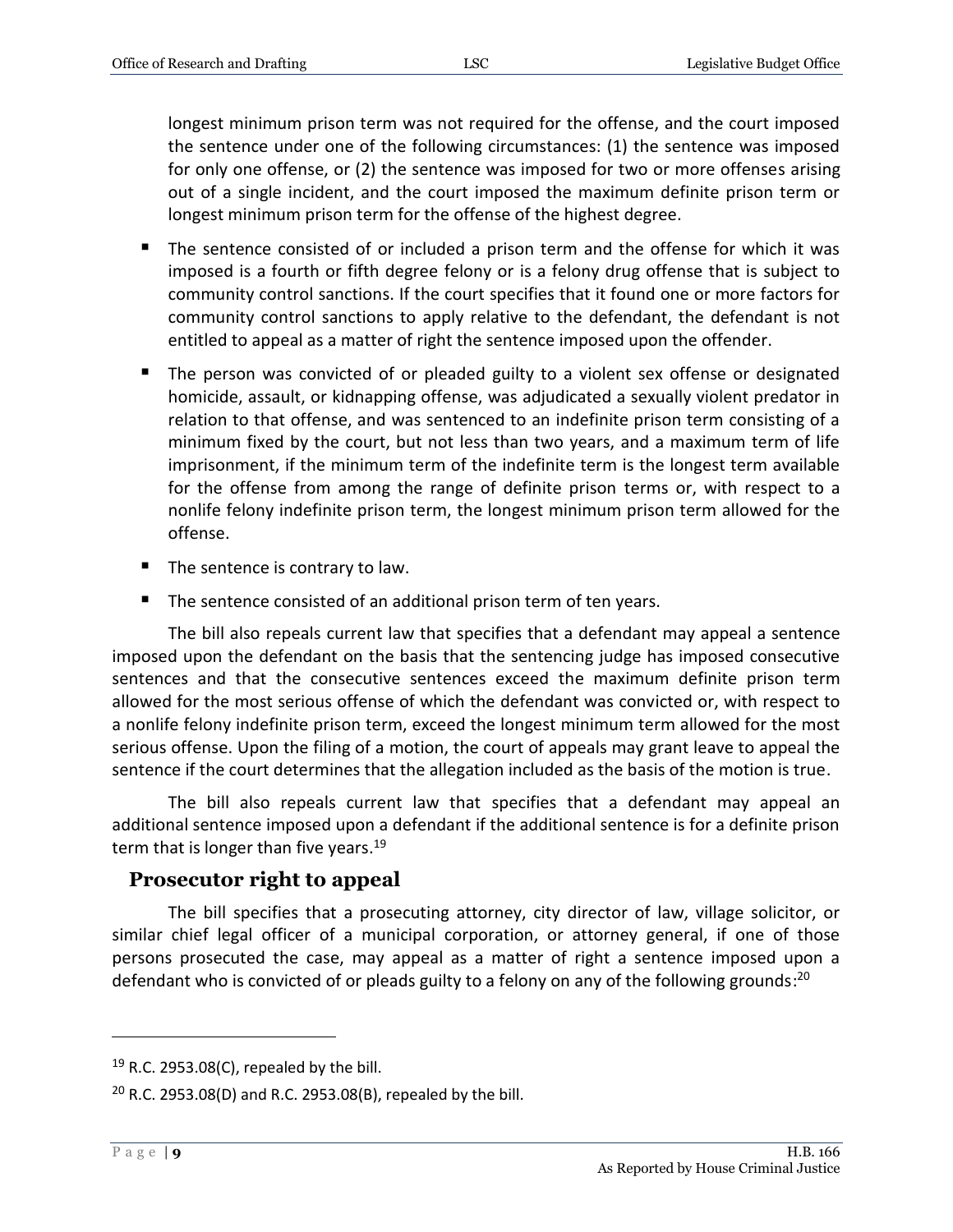longest minimum prison term was not required for the offense, and the court imposed the sentence under one of the following circumstances: (1) the sentence was imposed for only one offense, or (2) the sentence was imposed for two or more offenses arising out of a single incident, and the court imposed the maximum definite prison term or longest minimum prison term for the offense of the highest degree.

- The sentence consisted of or included a prison term and the offense for which it was imposed is a fourth or fifth degree felony or is a felony drug offense that is subject to community control sanctions. If the court specifies that it found one or more factors for community control sanctions to apply relative to the defendant, the defendant is not entitled to appeal as a matter of right the sentence imposed upon the offender.
- The person was convicted of or pleaded guilty to a violent sex offense or designated homicide, assault, or kidnapping offense, was adjudicated a sexually violent predator in relation to that offense, and was sentenced to an indefinite prison term consisting of a minimum fixed by the court, but not less than two years, and a maximum term of life imprisonment, if the minimum term of the indefinite term is the longest term available for the offense from among the range of definite prison terms or, with respect to a nonlife felony indefinite prison term, the longest minimum prison term allowed for the offense.
- The sentence is contrary to law.
- The sentence consisted of an additional prison term of ten years.

The bill also repeals current law that specifies that a defendant may appeal a sentence imposed upon the defendant on the basis that the sentencing judge has imposed consecutive sentences and that the consecutive sentences exceed the maximum definite prison term allowed for the most serious offense of which the defendant was convicted or, with respect to a nonlife felony indefinite prison term, exceed the longest minimum term allowed for the most serious offense. Upon the filing of a motion, the court of appeals may grant leave to appeal the sentence if the court determines that the allegation included as the basis of the motion is true.

The bill also repeals current law that specifies that a defendant may appeal an additional sentence imposed upon a defendant if the additional sentence is for a definite prison term that is longer than five years.[19]

## Prosecutor right to appeal

The bill specifies that a prosecuting attorney, city director of law, village solicitor, or similar chief legal officer of a municipal corporation, or attorney general, if one of those persons prosecuted the case, may appeal as a matter of right a sentence imposed upon a defendant who is convicted of or pleads guilty to a felony on any of the following grounds:[20]

---

[19] R.C. 2953.08(C), repealed by the bill.

[20] R.C. 2953.08(D) and R.C. 2953.08(B), repealed by the bill.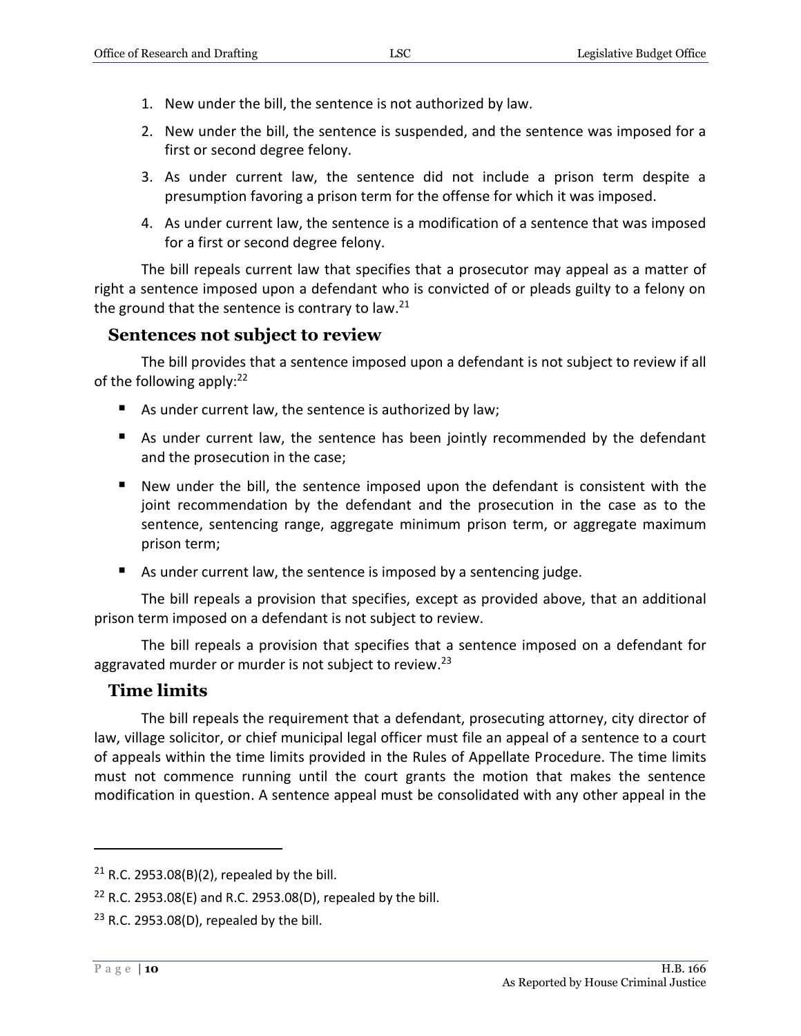1. New under the bill, the sentence is not authorized by law.
2. New under the bill, the sentence is suspended, and the sentence was imposed for a first or second degree felony.
3. As under current law, the sentence did not include a prison term despite a presumption favoring a prison term for the offense for which it was imposed.
4. As under current law, the sentence is a modification of a sentence that was imposed for a first or second degree felony.

The bill repeals current law that specifies that a prosecutor may appeal as a matter of right a sentence imposed upon a defendant who is convicted of or pleads guilty to a felony on the ground that the sentence is contrary to law.[21]

## Sentences not subject to review

The bill provides that a sentence imposed upon a defendant is not subject to review if all of the following apply:[22]

- As under current law, the sentence is authorized by law;
- As under current law, the sentence has been jointly recommended by the defendant and the prosecution in the case;
- New under the bill, the sentence imposed upon the defendant is consistent with the joint recommendation by the defendant and the prosecution in the case as to the sentence, sentencing range, aggregate minimum prison term, or aggregate maximum prison term;
- As under current law, the sentence is imposed by a sentencing judge.

The bill repeals a provision that specifies, except as provided above, that an additional prison term imposed on a defendant is not subject to review.

The bill repeals a provision that specifies that a sentence imposed on a defendant for aggravated murder or murder is not subject to review.[23]

## Time limits

The bill repeals the requirement that a defendant, prosecuting attorney, city director of law, village solicitor, or chief municipal legal officer must file an appeal of a sentence to a court of appeals within the time limits provided in the Rules of Appellate Procedure. The time limits must not commence running until the court grants the motion that makes the sentence modification in question. A sentence appeal must be consolidated with any other appeal in the

---

[21] R.C. 2953.08(B)(2), repealed by the bill.

[22] R.C. 2953.08(E) and R.C. 2953.08(D), repealed by the bill.

[23] R.C. 2953.08(D), repealed by the bill.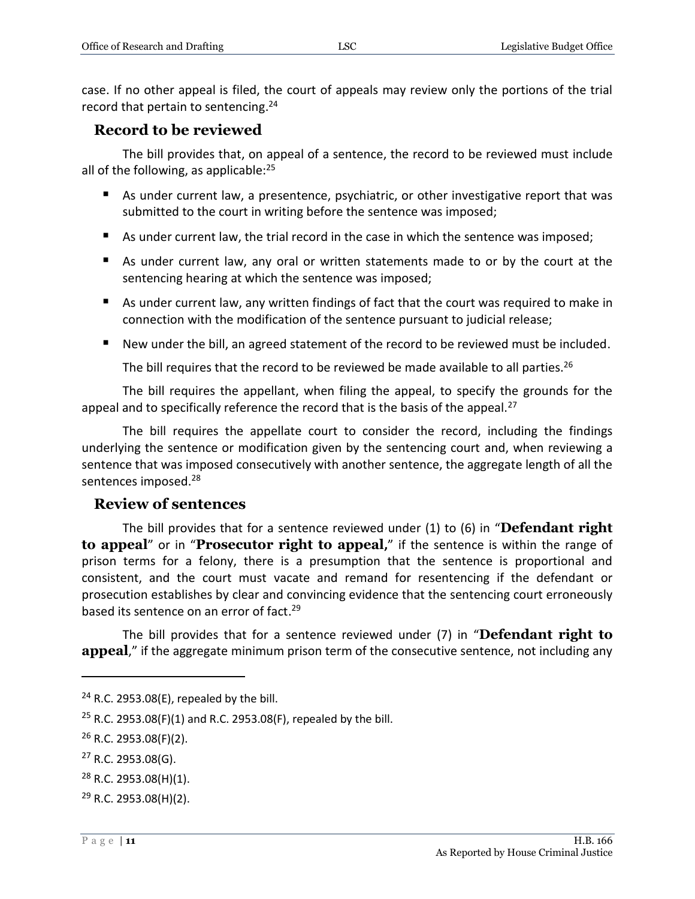case. If no other appeal is filed, the court of appeals may review only the portions of the trial record that pertain to sentencing.[24]

## Record to be reviewed

The bill provides that, on appeal of a sentence, the record to be reviewed must include all of the following, as applicable:[25]

- As under current law, a presentence, psychiatric, or other investigative report that was submitted to the court in writing before the sentence was imposed;
- As under current law, the trial record in the case in which the sentence was imposed;
- As under current law, any oral or written statements made to or by the court at the sentencing hearing at which the sentence was imposed;
- As under current law, any written findings of fact that the court was required to make in connection with the modification of the sentence pursuant to judicial release;
- New under the bill, an agreed statement of the record to be reviewed must be included.

The bill requires that the record to be reviewed be made available to all parties.[26]

The bill requires the appellant, when filing the appeal, to specify the grounds for the appeal and to specifically reference the record that is the basis of the appeal.[27]

The bill requires the appellate court to consider the record, including the findings underlying the sentence or modification given by the sentencing court and, when reviewing a sentence that was imposed consecutively with another sentence, the aggregate length of all the sentences imposed.[28]

## Review of sentences

The bill provides that for a sentence reviewed under (1) to (6) in "**Defendant right to appeal**" or in "**Prosecutor right to appeal,**" if the sentence is within the range of prison terms for a felony, there is a presumption that the sentence is proportional and consistent, and the court must vacate and remand for resentencing if the defendant or prosecution establishes by clear and convincing evidence that the sentencing court erroneously based its sentence on an error of fact.[29]

The bill provides that for a sentence reviewed under (7) in "**Defendant right to appeal**," if the aggregate minimum prison term of the consecutive sentence, not including any

---

[24] R.C. 2953.08(E), repealed by the bill.

[25] R.C. 2953.08(F)(1) and R.C. 2953.08(F), repealed by the bill.

[26] R.C. 2953.08(F)(2).

[27] R.C. 2953.08(G).

[28] R.C. 2953.08(H)(1).

[29] R.C. 2953.08(H)(2).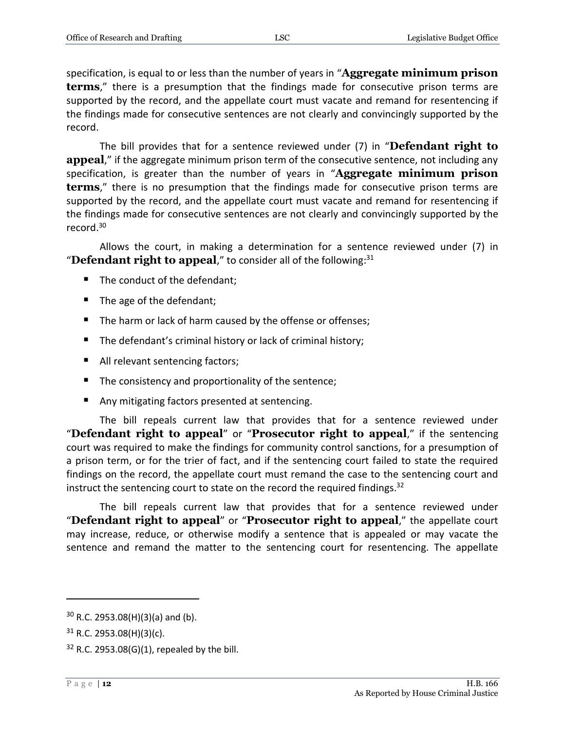specification, is equal to or less than the number of years in "**Aggregate minimum prison terms**," there is a presumption that the findings made for consecutive prison terms are supported by the record, and the appellate court must vacate and remand for resentencing if the findings made for consecutive sentences are not clearly and convincingly supported by the record.

The bill provides that for a sentence reviewed under (7) in "**Defendant right to appeal**," if the aggregate minimum prison term of the consecutive sentence, not including any specification, is greater than the number of years in "**Aggregate minimum prison terms**," there is no presumption that the findings made for consecutive prison terms are supported by the record, and the appellate court must vacate and remand for resentencing if the findings made for consecutive sentences are not clearly and convincingly supported by the record.[30]

Allows the court, in making a determination for a sentence reviewed under (7) in "**Defendant right to appeal**," to consider all of the following:[31]

- The conduct of the defendant;
- The age of the defendant;
- The harm or lack of harm caused by the offense or offenses;
- The defendant's criminal history or lack of criminal history;
- All relevant sentencing factors;
- The consistency and proportionality of the sentence;
- Any mitigating factors presented at sentencing.

The bill repeals current law that provides that for a sentence reviewed under "**Defendant right to appeal**" or "**Prosecutor right to appeal**," if the sentencing court was required to make the findings for community control sanctions, for a presumption of a prison term, or for the trier of fact, and if the sentencing court failed to state the required findings on the record, the appellate court must remand the case to the sentencing court and instruct the sentencing court to state on the record the required findings.[32]

The bill repeals current law that provides that for a sentence reviewed under "**Defendant right to appeal**" or "**Prosecutor right to appeal**," the appellate court may increase, reduce, or otherwise modify a sentence that is appealed or may vacate the sentence and remand the matter to the sentencing court for resentencing. The appellate

[30] R.C. 2953.08(H)(3)(a) and (b).

[31] R.C. 2953.08(H)(3)(c).

[32] R.C. 2953.08(G)(1), repealed by the bill.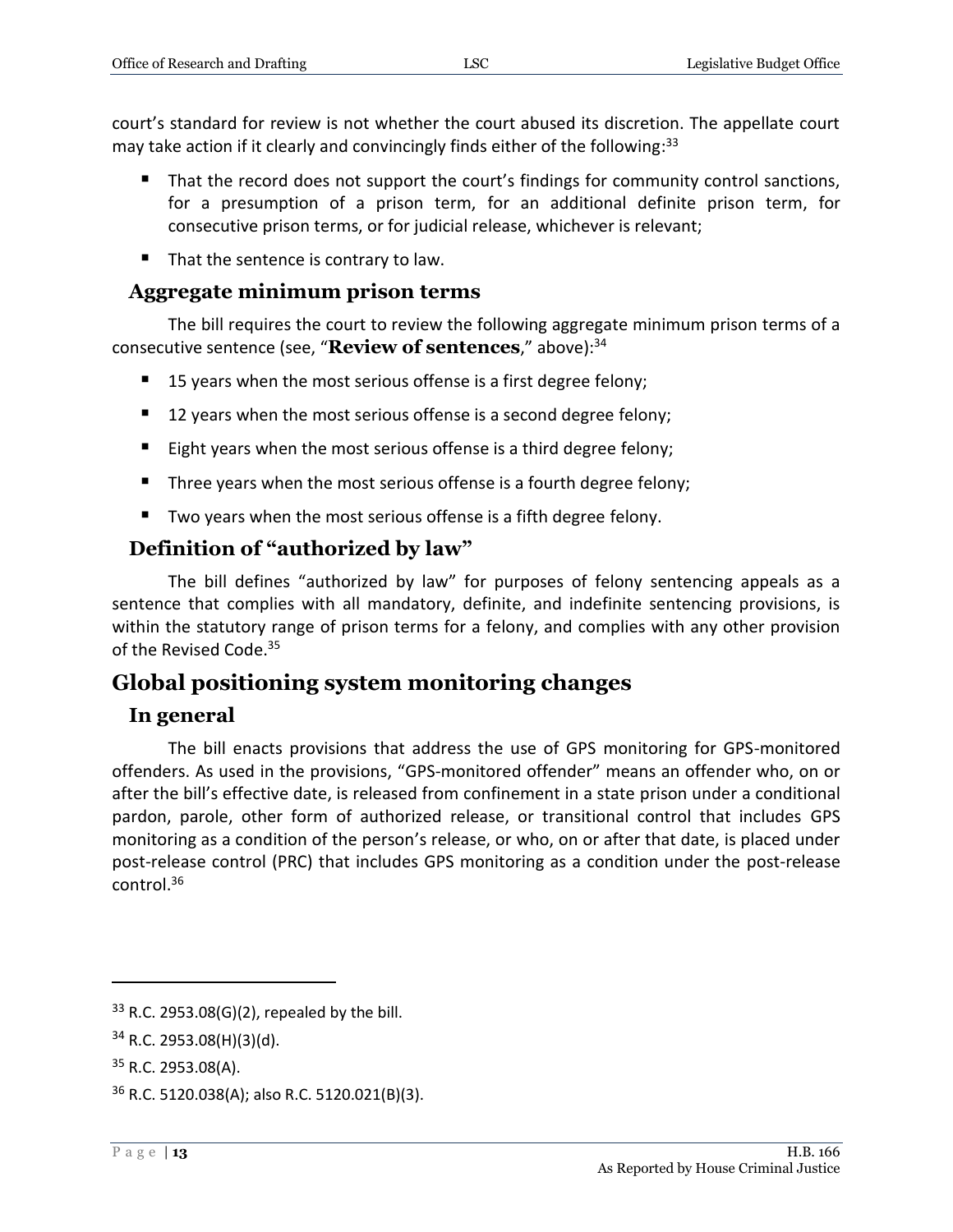court's standard for review is not whether the court abused its discretion. The appellate court may take action if it clearly and convincingly finds either of the following:[33]

- That the record does not support the court's findings for community control sanctions, for a presumption of a prison term, for an additional definite prison term, for consecutive prison terms, or for judicial release, whichever is relevant;
- That the sentence is contrary to law.

### Aggregate minimum prison terms

The bill requires the court to review the following aggregate minimum prison terms of a consecutive sentence (see, "**Review of sentences**," above):[34]

- 15 years when the most serious offense is a first degree felony;
- 12 years when the most serious offense is a second degree felony;
- Eight years when the most serious offense is a third degree felony;
- Three years when the most serious offense is a fourth degree felony;
- Two years when the most serious offense is a fifth degree felony.

### Definition of "authorized by law"

The bill defines "authorized by law" for purposes of felony sentencing appeals as a sentence that complies with all mandatory, definite, and indefinite sentencing provisions, is within the statutory range of prison terms for a felony, and complies with any other provision of the Revised Code.[35]

## Global positioning system monitoring changes

### In general

The bill enacts provisions that address the use of GPS monitoring for GPS-monitored offenders. As used in the provisions, "GPS-monitored offender" means an offender who, on or after the bill's effective date, is released from confinement in a state prison under a conditional pardon, parole, other form of authorized release, or transitional control that includes GPS monitoring as a condition of the person's release, or who, on or after that date, is placed under post-release control (PRC) that includes GPS monitoring as a condition under the post-release control.[36]

---

[33] R.C. 2953.08(G)(2), repealed by the bill.

[34] R.C. 2953.08(H)(3)(d).

[35] R.C. 2953.08(A).

[36] R.C. 5120.038(A); also R.C. 5120.021(B)(3).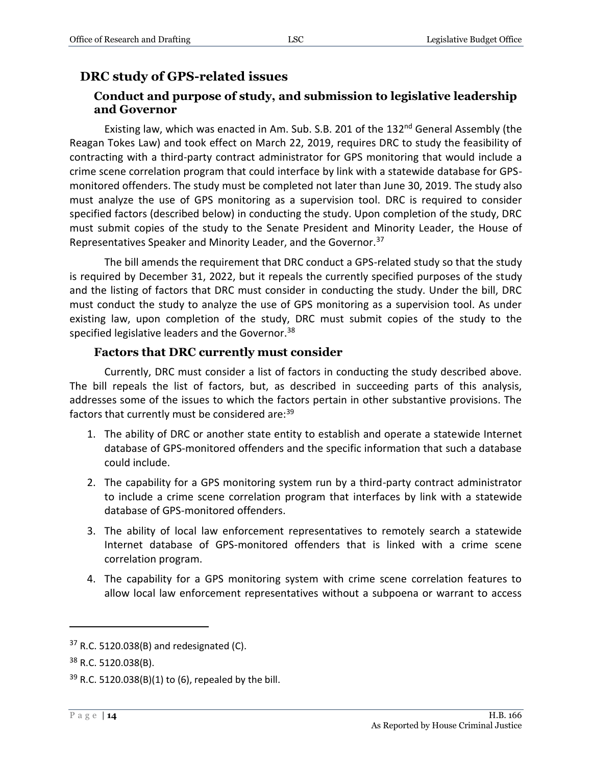## DRC study of GPS-related issues

### Conduct and purpose of study, and submission to legislative leadership and Governor

Existing law, which was enacted in Am. Sub. S.B. 201 of the 132nd General Assembly (the Reagan Tokes Law) and took effect on March 22, 2019, requires DRC to study the feasibility of contracting with a third-party contract administrator for GPS monitoring that would include a crime scene correlation program that could interface by link with a statewide database for GPS-monitored offenders. The study must be completed not later than June 30, 2019. The study also must analyze the use of GPS monitoring as a supervision tool. DRC is required to consider specified factors (described below) in conducting the study. Upon completion of the study, DRC must submit copies of the study to the Senate President and Minority Leader, the House of Representatives Speaker and Minority Leader, and the Governor.[37]

The bill amends the requirement that DRC conduct a GPS-related study so that the study is required by December 31, 2022, but it repeals the currently specified purposes of the study and the listing of factors that DRC must consider in conducting the study. Under the bill, DRC must conduct the study to analyze the use of GPS monitoring as a supervision tool. As under existing law, upon completion of the study, DRC must submit copies of the study to the specified legislative leaders and the Governor.[38]

### Factors that DRC currently must consider

Currently, DRC must consider a list of factors in conducting the study described above. The bill repeals the list of factors, but, as described in succeeding parts of this analysis, addresses some of the issues to which the factors pertain in other substantive provisions. The factors that currently must be considered are:[39]

1. The ability of DRC or another state entity to establish and operate a statewide Internet database of GPS-monitored offenders and the specific information that such a database could include.
2. The capability for a GPS monitoring system run by a third-party contract administrator to include a crime scene correlation program that interfaces by link with a statewide database of GPS-monitored offenders.
3. The ability of local law enforcement representatives to remotely search a statewide Internet database of GPS-monitored offenders that is linked with a crime scene correlation program.
4. The capability for a GPS monitoring system with crime scene correlation features to allow local law enforcement representatives without a subpoena or warrant to access

---

[37] R.C. 5120.038(B) and redesignated (C).

[38] R.C. 5120.038(B).

[39] R.C. 5120.038(B)(1) to (6), repealed by the bill.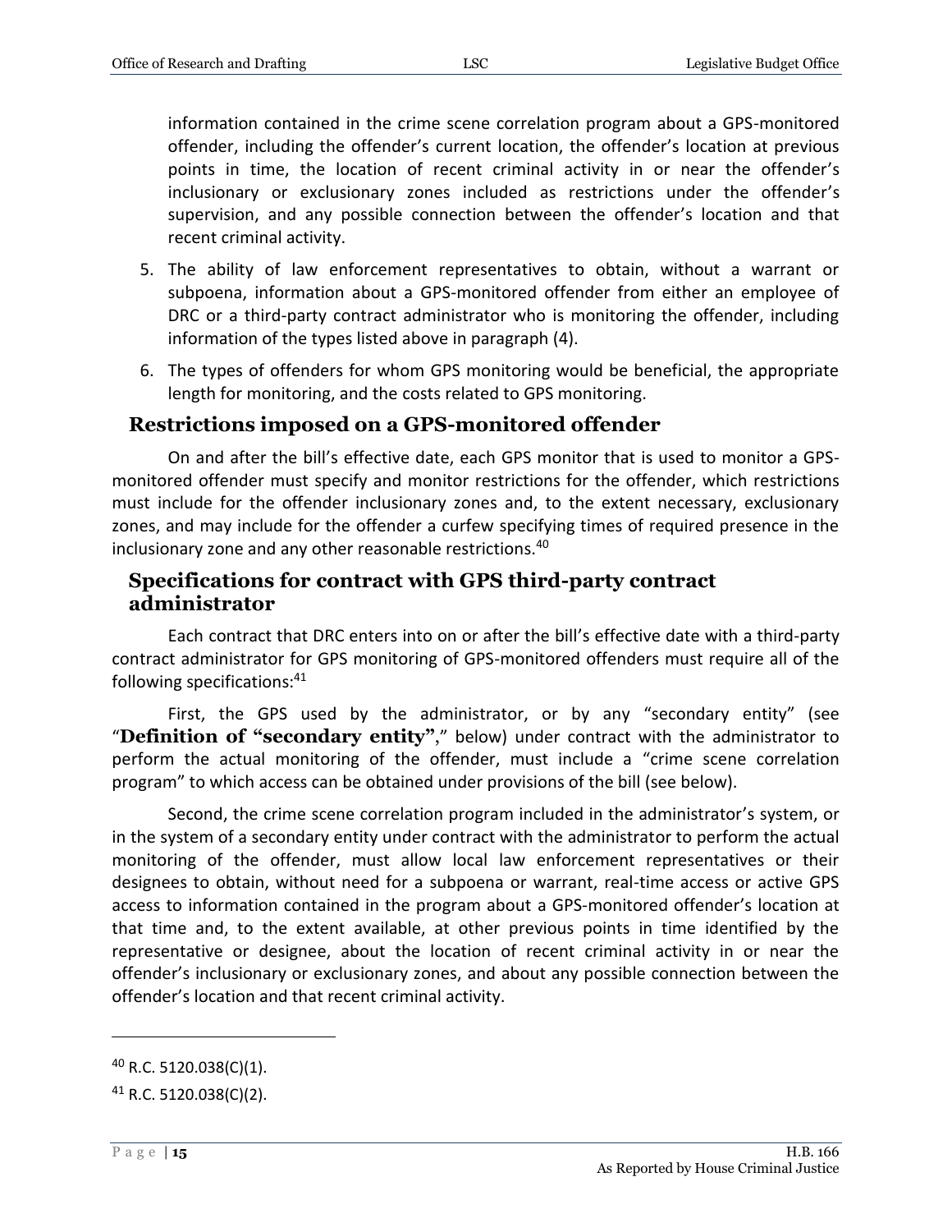information contained in the crime scene correlation program about a GPS-monitored offender, including the offender's current location, the offender's location at previous points in time, the location of recent criminal activity in or near the offender's inclusionary or exclusionary zones included as restrictions under the offender's supervision, and any possible connection between the offender's location and that recent criminal activity.

5. The ability of law enforcement representatives to obtain, without a warrant or subpoena, information about a GPS-monitored offender from either an employee of DRC or a third-party contract administrator who is monitoring the offender, including information of the types listed above in paragraph (4).
6. The types of offenders for whom GPS monitoring would be beneficial, the appropriate length for monitoring, and the costs related to GPS monitoring.

## Restrictions imposed on a GPS-monitored offender

On and after the bill's effective date, each GPS monitor that is used to monitor a GPS-monitored offender must specify and monitor restrictions for the offender, which restrictions must include for the offender inclusionary zones and, to the extent necessary, exclusionary zones, and may include for the offender a curfew specifying times of required presence in the inclusionary zone and any other reasonable restrictions.[40]

## Specifications for contract with GPS third-party contract administrator

Each contract that DRC enters into on or after the bill's effective date with a third-party contract administrator for GPS monitoring of GPS-monitored offenders must require all of the following specifications:[41]

First, the GPS used by the administrator, or by any "secondary entity" (see "**Definition of "secondary entity"**," below) under contract with the administrator to perform the actual monitoring of the offender, must include a "crime scene correlation program" to which access can be obtained under provisions of the bill (see below).

Second, the crime scene correlation program included in the administrator's system, or in the system of a secondary entity under contract with the administrator to perform the actual monitoring of the offender, must allow local law enforcement representatives or their designees to obtain, without need for a subpoena or warrant, real-time access or active GPS access to information contained in the program about a GPS-monitored offender's location at that time and, to the extent available, at other previous points in time identified by the representative or designee, about the location of recent criminal activity in or near the offender's inclusionary or exclusionary zones, and about any possible connection between the offender's location and that recent criminal activity.

---

[40] R.C. 5120.038(C)(1).

[41] R.C. 5120.038(C)(2).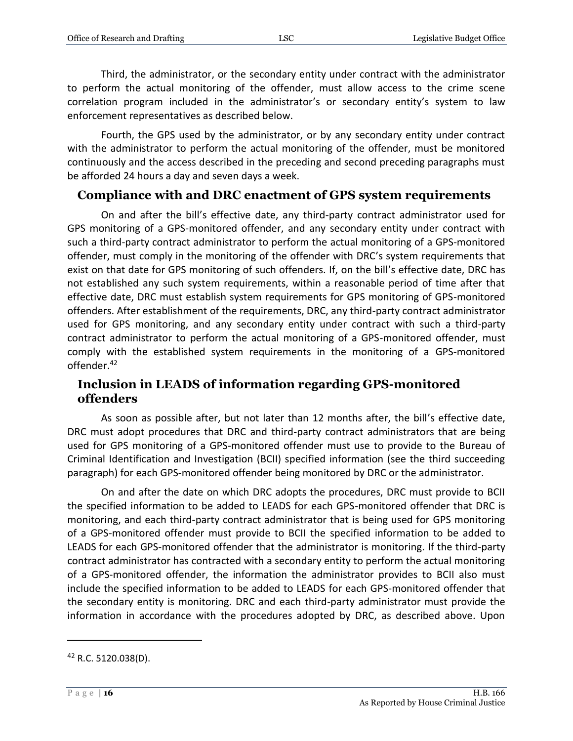Third, the administrator, or the secondary entity under contract with the administrator to perform the actual monitoring of the offender, must allow access to the crime scene correlation program included in the administrator's or secondary entity's system to law enforcement representatives as described below.

Fourth, the GPS used by the administrator, or by any secondary entity under contract with the administrator to perform the actual monitoring of the offender, must be monitored continuously and the access described in the preceding and second preceding paragraphs must be afforded 24 hours a day and seven days a week.

## Compliance with and DRC enactment of GPS system requirements

On and after the bill's effective date, any third-party contract administrator used for GPS monitoring of a GPS-monitored offender, and any secondary entity under contract with such a third-party contract administrator to perform the actual monitoring of a GPS-monitored offender, must comply in the monitoring of the offender with DRC's system requirements that exist on that date for GPS monitoring of such offenders. If, on the bill's effective date, DRC has not established any such system requirements, within a reasonable period of time after that effective date, DRC must establish system requirements for GPS monitoring of GPS-monitored offenders. After establishment of the requirements, DRC, any third-party contract administrator used for GPS monitoring, and any secondary entity under contract with such a third-party contract administrator to perform the actual monitoring of a GPS-monitored offender, must comply with the established system requirements in the monitoring of a GPS-monitored offender.[42]

## Inclusion in LEADS of information regarding GPS-monitored offenders

As soon as possible after, but not later than 12 months after, the bill's effective date, DRC must adopt procedures that DRC and third-party contract administrators that are being used for GPS monitoring of a GPS-monitored offender must use to provide to the Bureau of Criminal Identification and Investigation (BCII) specified information (see the third succeeding paragraph) for each GPS-monitored offender being monitored by DRC or the administrator.

On and after the date on which DRC adopts the procedures, DRC must provide to BCII the specified information to be added to LEADS for each GPS-monitored offender that DRC is monitoring, and each third-party contract administrator that is being used for GPS monitoring of a GPS-monitored offender must provide to BCII the specified information to be added to LEADS for each GPS-monitored offender that the administrator is monitoring. If the third-party contract administrator has contracted with a secondary entity to perform the actual monitoring of a GPS-monitored offender, the information the administrator provides to BCII also must include the specified information to be added to LEADS for each GPS-monitored offender that the secondary entity is monitoring. DRC and each third-party administrator must provide the information in accordance with the procedures adopted by DRC, as described above. Upon

---

[42] R.C. 5120.038(D).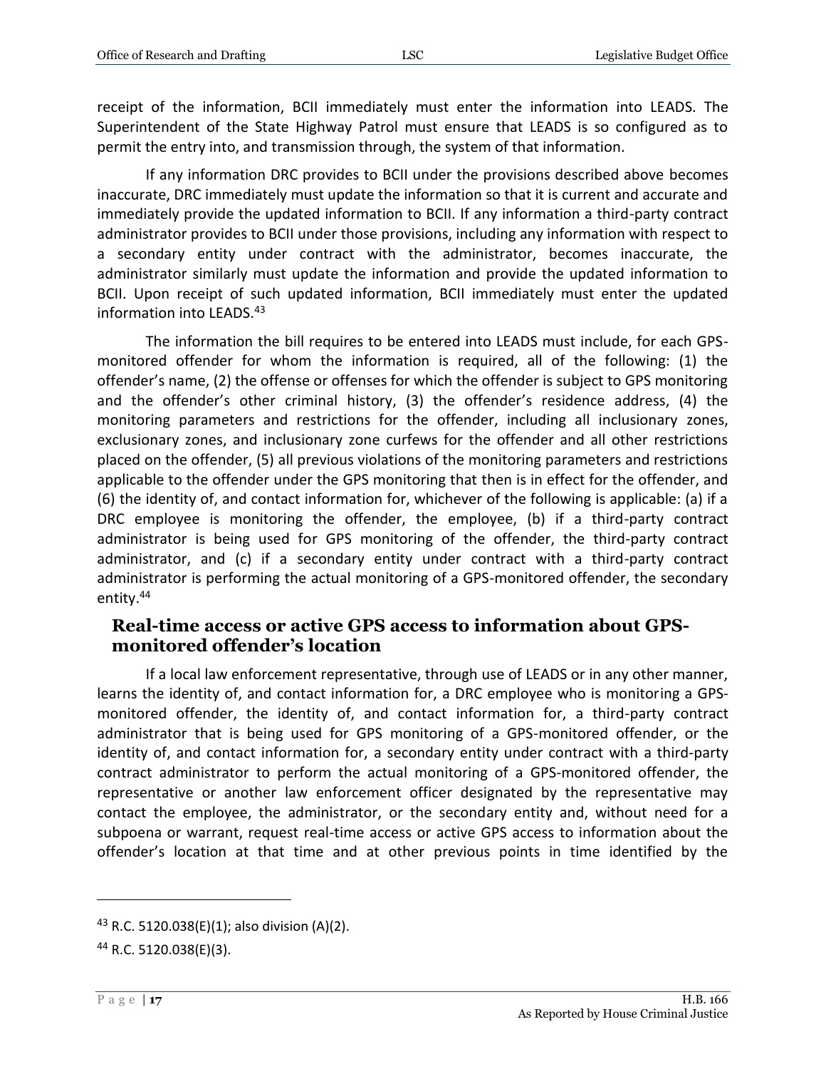receipt of the information, BCII immediately must enter the information into LEADS. The Superintendent of the State Highway Patrol must ensure that LEADS is so configured as to permit the entry into, and transmission through, the system of that information.

If any information DRC provides to BCII under the provisions described above becomes inaccurate, DRC immediately must update the information so that it is current and accurate and immediately provide the updated information to BCII. If any information a third-party contract administrator provides to BCII under those provisions, including any information with respect to a secondary entity under contract with the administrator, becomes inaccurate, the administrator similarly must update the information and provide the updated information to BCII. Upon receipt of such updated information, BCII immediately must enter the updated information into LEADS.[43]

The information the bill requires to be entered into LEADS must include, for each GPS-monitored offender for whom the information is required, all of the following: (1) the offender's name, (2) the offense or offenses for which the offender is subject to GPS monitoring and the offender's other criminal history, (3) the offender's residence address, (4) the monitoring parameters and restrictions for the offender, including all inclusionary zones, exclusionary zones, and inclusionary zone curfews for the offender and all other restrictions placed on the offender, (5) all previous violations of the monitoring parameters and restrictions applicable to the offender under the GPS monitoring that then is in effect for the offender, and (6) the identity of, and contact information for, whichever of the following is applicable: (a) if a DRC employee is monitoring the offender, the employee, (b) if a third-party contract administrator is being used for GPS monitoring of the offender, the third-party contract administrator, and (c) if a secondary entity under contract with a third-party contract administrator is performing the actual monitoring of a GPS-monitored offender, the secondary entity.[44]

## Real-time access or active GPS access to information about GPS-monitored offender's location

If a local law enforcement representative, through use of LEADS or in any other manner, learns the identity of, and contact information for, a DRC employee who is monitoring a GPS-monitored offender, the identity of, and contact information for, a third-party contract administrator that is being used for GPS monitoring of a GPS-monitored offender, or the identity of, and contact information for, a secondary entity under contract with a third-party contract administrator to perform the actual monitoring of a GPS-monitored offender, the representative or another law enforcement officer designated by the representative may contact the employee, the administrator, or the secondary entity and, without need for a subpoena or warrant, request real-time access or active GPS access to information about the offender's location at that time and at other previous points in time identified by the

---

[43] R.C. 5120.038(E)(1); also division (A)(2).

[44] R.C. 5120.038(E)(3).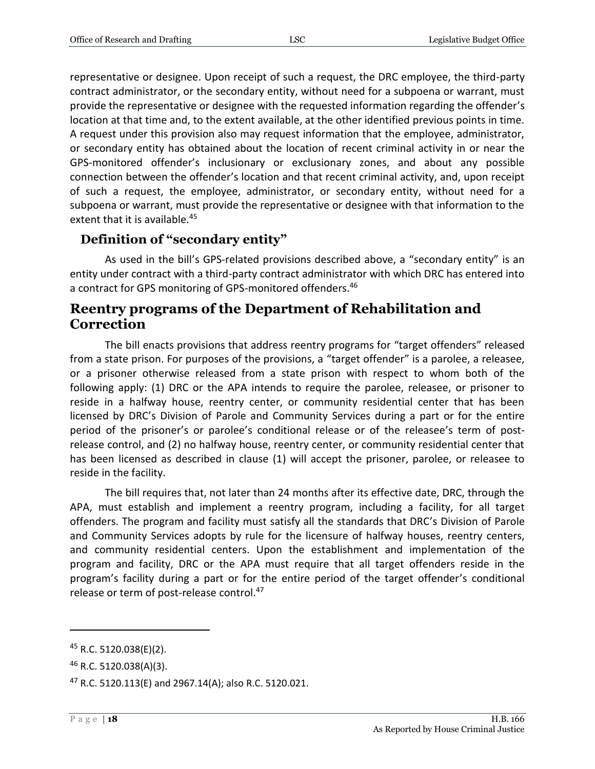representative or designee. Upon receipt of such a request, the DRC employee, the third-party contract administrator, or the secondary entity, without need for a subpoena or warrant, must provide the representative or designee with the requested information regarding the offender's location at that time and, to the extent available, at the other identified previous points in time. A request under this provision also may request information that the employee, administrator, or secondary entity has obtained about the location of recent criminal activity in or near the GPS-monitored offender's inclusionary or exclusionary zones, and about any possible connection between the offender's location and that recent criminal activity, and, upon receipt of such a request, the employee, administrator, or secondary entity, without need for a subpoena or warrant, must provide the representative or designee with that information to the extent that it is available.[45]

### Definition of "secondary entity"

As used in the bill's GPS-related provisions described above, a "secondary entity" is an entity under contract with a third-party contract administrator with which DRC has entered into a contract for GPS monitoring of GPS-monitored offenders.[46]

## Reentry programs of the Department of Rehabilitation and Correction

The bill enacts provisions that address reentry programs for "target offenders" released from a state prison. For purposes of the provisions, a "target offender" is a parolee, a releasee, or a prisoner otherwise released from a state prison with respect to whom both of the following apply: (1) DRC or the APA intends to require the parolee, releasee, or prisoner to reside in a halfway house, reentry center, or community residential center that has been licensed by DRC's Division of Parole and Community Services during a part or for the entire period of the prisoner's or parolee's conditional release or of the releasee's term of post-release control, and (2) no halfway house, reentry center, or community residential center that has been licensed as described in clause (1) will accept the prisoner, parolee, or releasee to reside in the facility.

The bill requires that, not later than 24 months after its effective date, DRC, through the APA, must establish and implement a reentry program, including a facility, for all target offenders. The program and facility must satisfy all the standards that DRC's Division of Parole and Community Services adopts by rule for the licensure of halfway houses, reentry centers, and community residential centers. Upon the establishment and implementation of the program and facility, DRC or the APA must require that all target offenders reside in the program's facility during a part or for the entire period of the target offender's conditional release or term of post-release control.[47]

---

[45] R.C. 5120.038(E)(2).

[46] R.C. 5120.038(A)(3).

[47] R.C. 5120.113(E) and 2967.14(A); also R.C. 5120.021.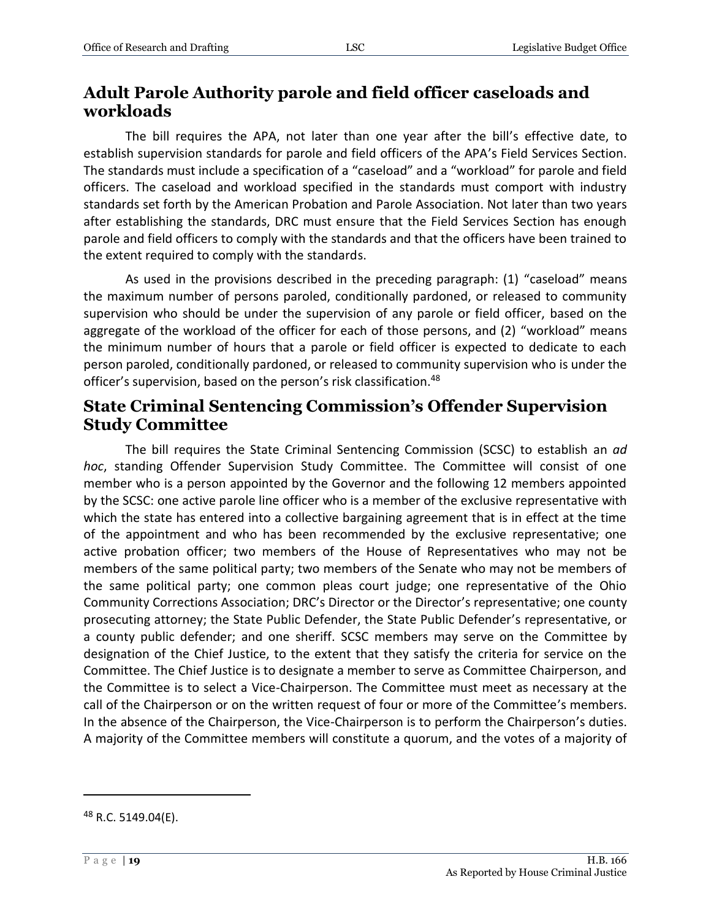## Adult Parole Authority parole and field officer caseloads and workloads

The bill requires the APA, not later than one year after the bill's effective date, to establish supervision standards for parole and field officers of the APA's Field Services Section. The standards must include a specification of a "caseload" and a "workload" for parole and field officers. The caseload and workload specified in the standards must comport with industry standards set forth by the American Probation and Parole Association. Not later than two years after establishing the standards, DRC must ensure that the Field Services Section has enough parole and field officers to comply with the standards and that the officers have been trained to the extent required to comply with the standards.

As used in the provisions described in the preceding paragraph: (1) "caseload" means the maximum number of persons paroled, conditionally pardoned, or released to community supervision who should be under the supervision of any parole or field officer, based on the aggregate of the workload of the officer for each of those persons, and (2) "workload" means the minimum number of hours that a parole or field officer is expected to dedicate to each person paroled, conditionally pardoned, or released to community supervision who is under the officer's supervision, based on the person's risk classification.[48]

## State Criminal Sentencing Commission's Offender Supervision Study Committee

The bill requires the State Criminal Sentencing Commission (SCSC) to establish an *ad hoc*, standing Offender Supervision Study Committee. The Committee will consist of one member who is a person appointed by the Governor and the following 12 members appointed by the SCSC: one active parole line officer who is a member of the exclusive representative with which the state has entered into a collective bargaining agreement that is in effect at the time of the appointment and who has been recommended by the exclusive representative; one active probation officer; two members of the House of Representatives who may not be members of the same political party; two members of the Senate who may not be members of the same political party; one common pleas court judge; one representative of the Ohio Community Corrections Association; DRC's Director or the Director's representative; one county prosecuting attorney; the State Public Defender, the State Public Defender's representative, or a county public defender; and one sheriff. SCSC members may serve on the Committee by designation of the Chief Justice, to the extent that they satisfy the criteria for service on the Committee. The Chief Justice is to designate a member to serve as Committee Chairperson, and the Committee is to select a Vice-Chairperson. The Committee must meet as necessary at the call of the Chairperson or on the written request of four or more of the Committee's members. In the absence of the Chairperson, the Vice-Chairperson is to perform the Chairperson's duties. A majority of the Committee members will constitute a quorum, and the votes of a majority of

---

[48] R.C. 5149.04(E).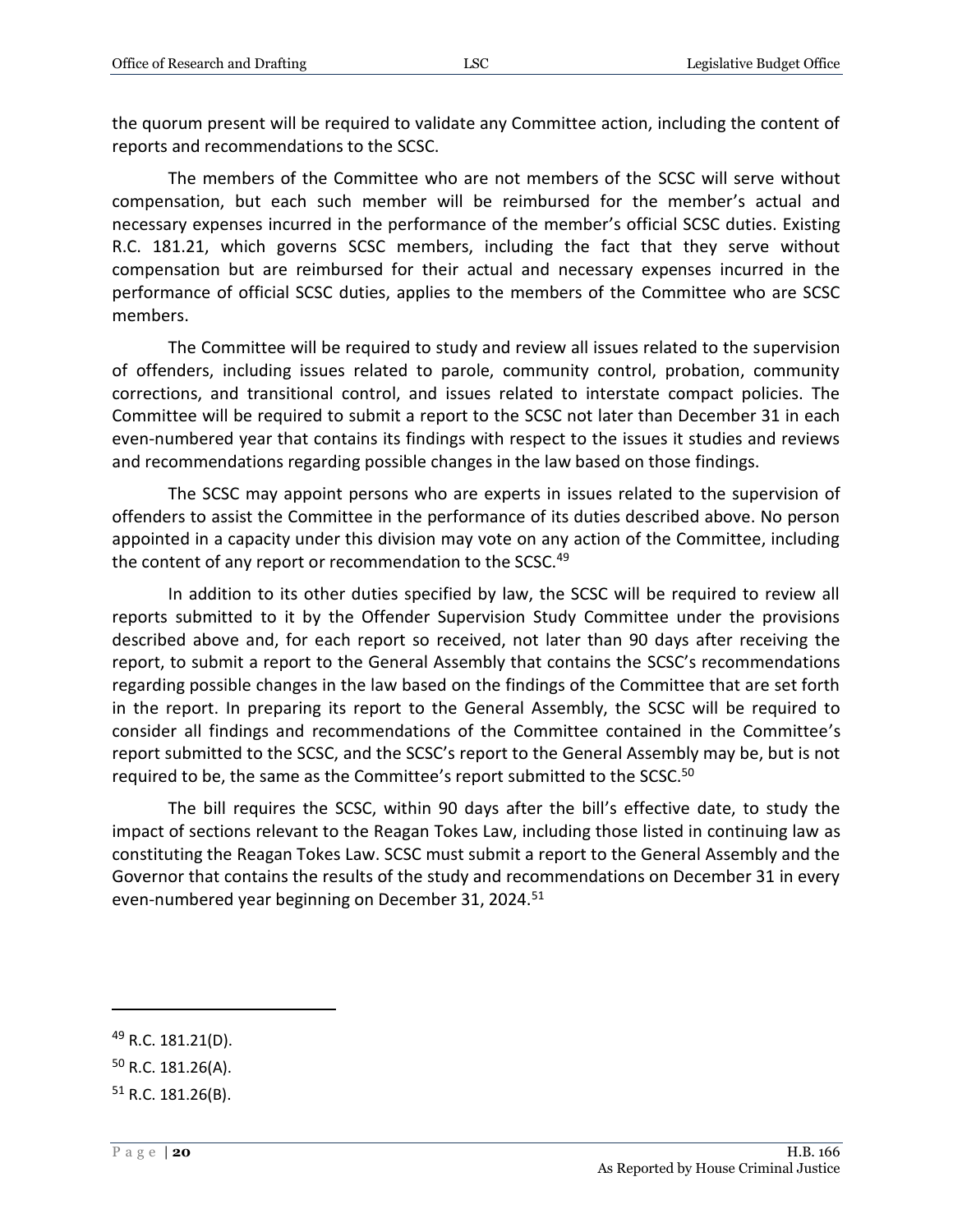the quorum present will be required to validate any Committee action, including the content of reports and recommendations to the SCSC.

The members of the Committee who are not members of the SCSC will serve without compensation, but each such member will be reimbursed for the member's actual and necessary expenses incurred in the performance of the member's official SCSC duties. Existing R.C. 181.21, which governs SCSC members, including the fact that they serve without compensation but are reimbursed for their actual and necessary expenses incurred in the performance of official SCSC duties, applies to the members of the Committee who are SCSC members.

The Committee will be required to study and review all issues related to the supervision of offenders, including issues related to parole, community control, probation, community corrections, and transitional control, and issues related to interstate compact policies. The Committee will be required to submit a report to the SCSC not later than December 31 in each even-numbered year that contains its findings with respect to the issues it studies and reviews and recommendations regarding possible changes in the law based on those findings.

The SCSC may appoint persons who are experts in issues related to the supervision of offenders to assist the Committee in the performance of its duties described above. No person appointed in a capacity under this division may vote on any action of the Committee, including the content of any report or recommendation to the SCSC.[49]

In addition to its other duties specified by law, the SCSC will be required to review all reports submitted to it by the Offender Supervision Study Committee under the provisions described above and, for each report so received, not later than 90 days after receiving the report, to submit a report to the General Assembly that contains the SCSC's recommendations regarding possible changes in the law based on the findings of the Committee that are set forth in the report. In preparing its report to the General Assembly, the SCSC will be required to consider all findings and recommendations of the Committee contained in the Committee's report submitted to the SCSC, and the SCSC's report to the General Assembly may be, but is not required to be, the same as the Committee's report submitted to the SCSC.[50]

The bill requires the SCSC, within 90 days after the bill's effective date, to study the impact of sections relevant to the Reagan Tokes Law, including those listed in continuing law as constituting the Reagan Tokes Law. SCSC must submit a report to the General Assembly and the Governor that contains the results of the study and recommendations on December 31 in every even-numbered year beginning on December 31, 2024.[51]

---

[49] R.C. 181.21(D).

[50] R.C. 181.26(A).

[51] R.C. 181.26(B).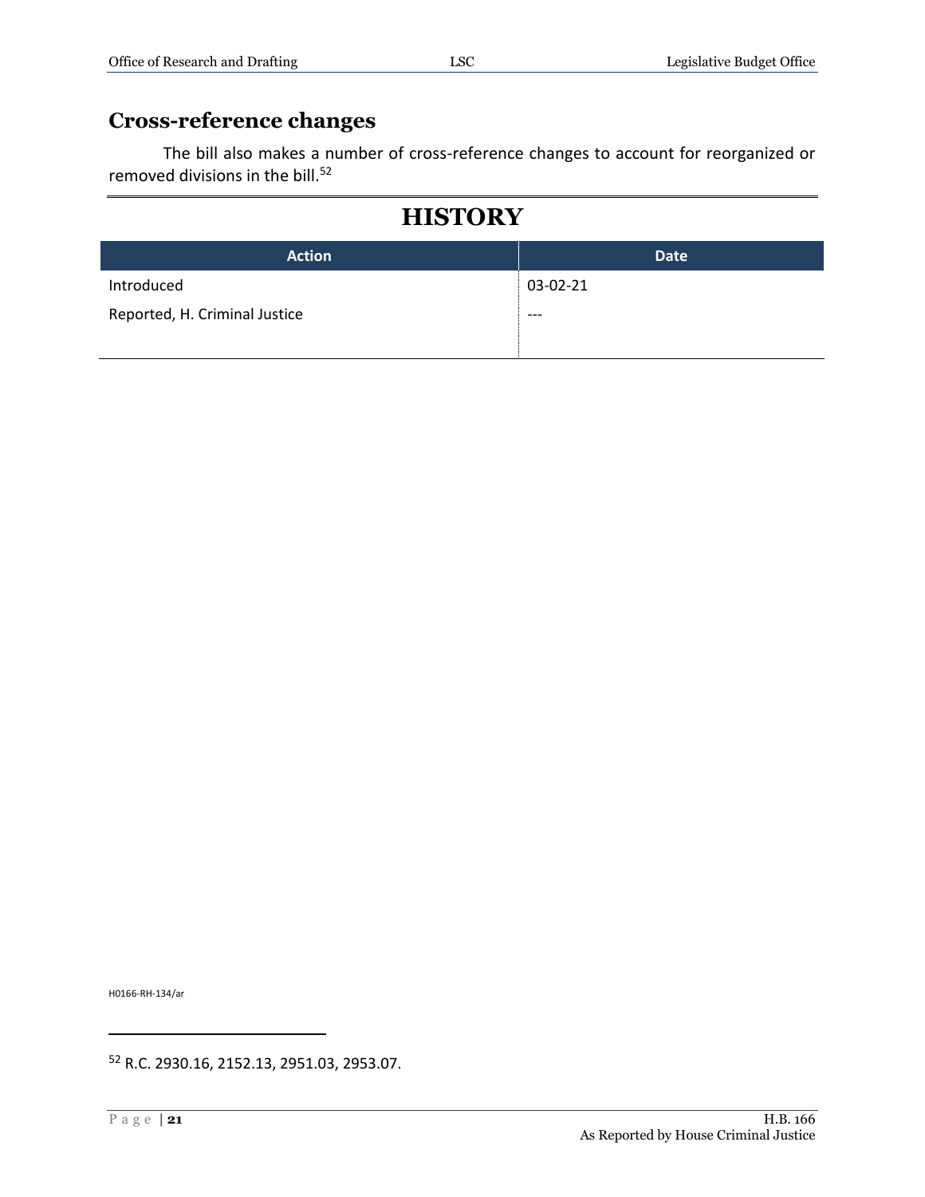## Cross-reference changes

The bill also makes a number of cross-reference changes to account for reorganized or removed divisions in the bill.[52]

# HISTORY

| Action | Date |
| --- | --- |
| Introduced | 03-02-21 |
| Reported, H. Criminal Justice | --- |

H0166-RH-134/ar

[52] R.C. 2930.16, 2152.13, 2951.03, 2953.07.